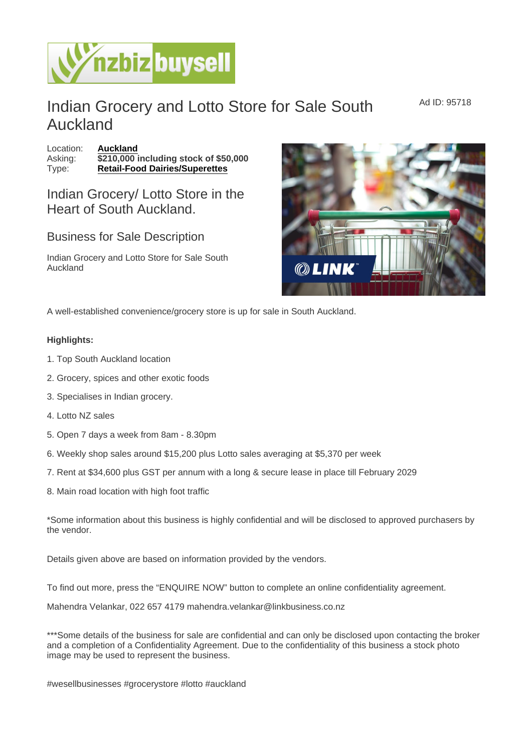# Indian Grocery and Lotto Store for Sale South Auckland

Ad ID: 95718

Location: **Auckland**
Asking: **$210,000 including stock of $50,000**
Type: **Retail-Food Dairies/Superettes**

## Indian Grocery/ Lotto Store in the Heart of South Auckland.

## Business for Sale Description

Indian Grocery and Lotto Store for Sale South Auckland

A well-established convenience/grocery store is up for sale in South Auckland.

**Highlights:**

1. Top South Auckland location
2. Grocery, spices and other exotic foods
3. Specialises in Indian grocery.
4. Lotto NZ sales
5. Open 7 days a week from 8am - 8.30pm
6. Weekly shop sales around $15,200 plus Lotto sales averaging at $5,370 per week
7. Rent at $34,600 plus GST per annum with a long & secure lease in place till February 2029
8. Main road location with high foot traffic

*Some information about this business is highly confidential and will be disclosed to approved purchasers by the vendor.

Details given above are based on information provided by the vendors.

To find out more, press the "ENQUIRE NOW" button to complete an online confidentiality agreement.

Mahendra Velankar, 022 657 4179 mahendra.velankar@linkbusiness.co.nz

***Some details of the business for sale are confidential and can only be disclosed upon contacting the broker and a completion of a Confidentiality Agreement. Due to the confidentiality of this business a stock photo image may be used to represent the business.

#wesellbusinesses #grocerystore #lotto #auckland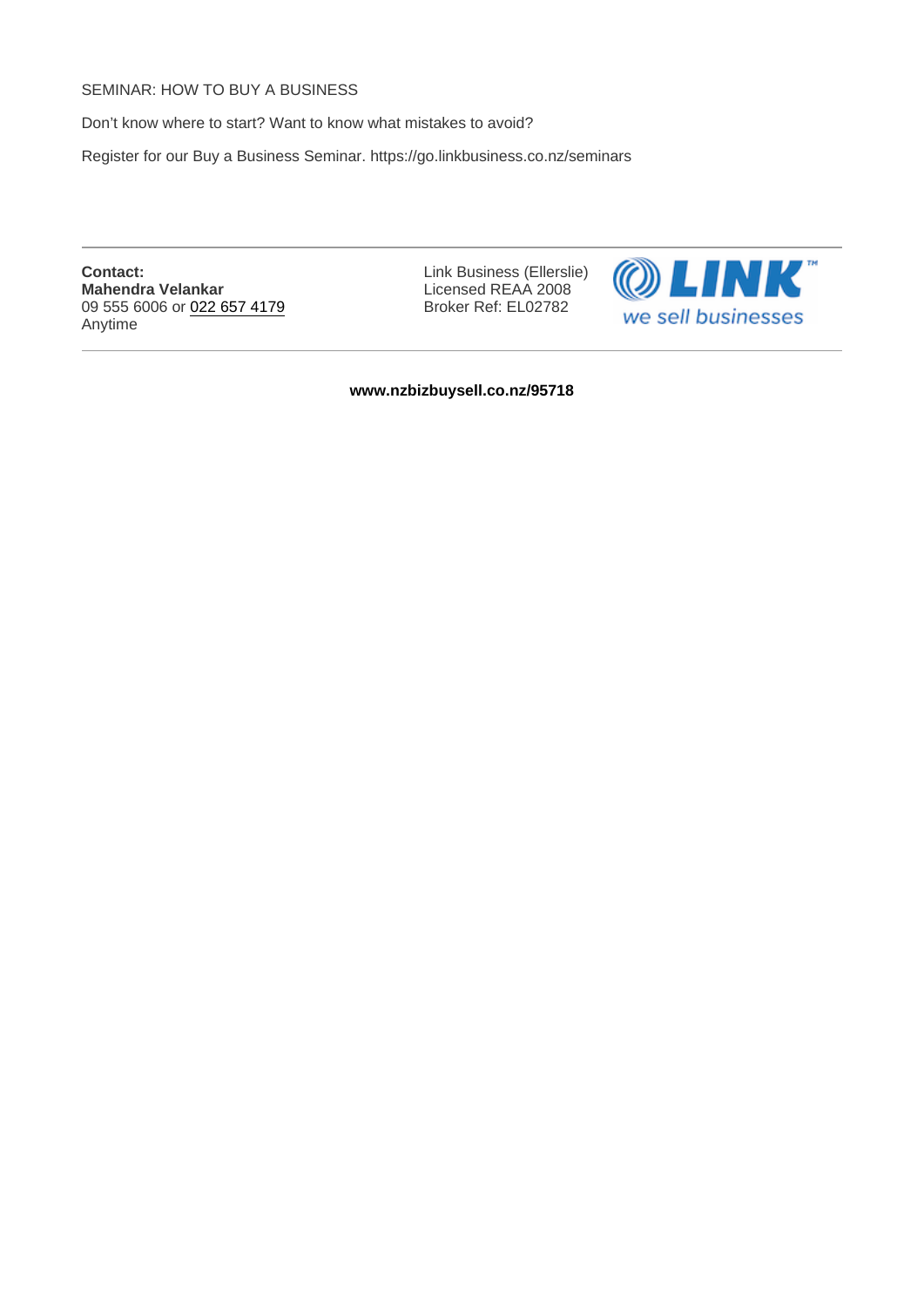SEMINAR: HOW TO BUY A BUSINESS

Don't know where to start? Want to know what mistakes to avoid?

Register for our Buy a Business Seminar. https://go.linkbusiness.co.nz/seminars

---

**Contact:**
**Mahendra Velankar**
09 555 6006 or 022 657 4179
Anytime

Link Business (Ellerslie)
Licensed REAA 2008
Broker Ref: EL02782

LINK™
we sell businesses

---

**www.nzbizbuysell.co.nz/95718**